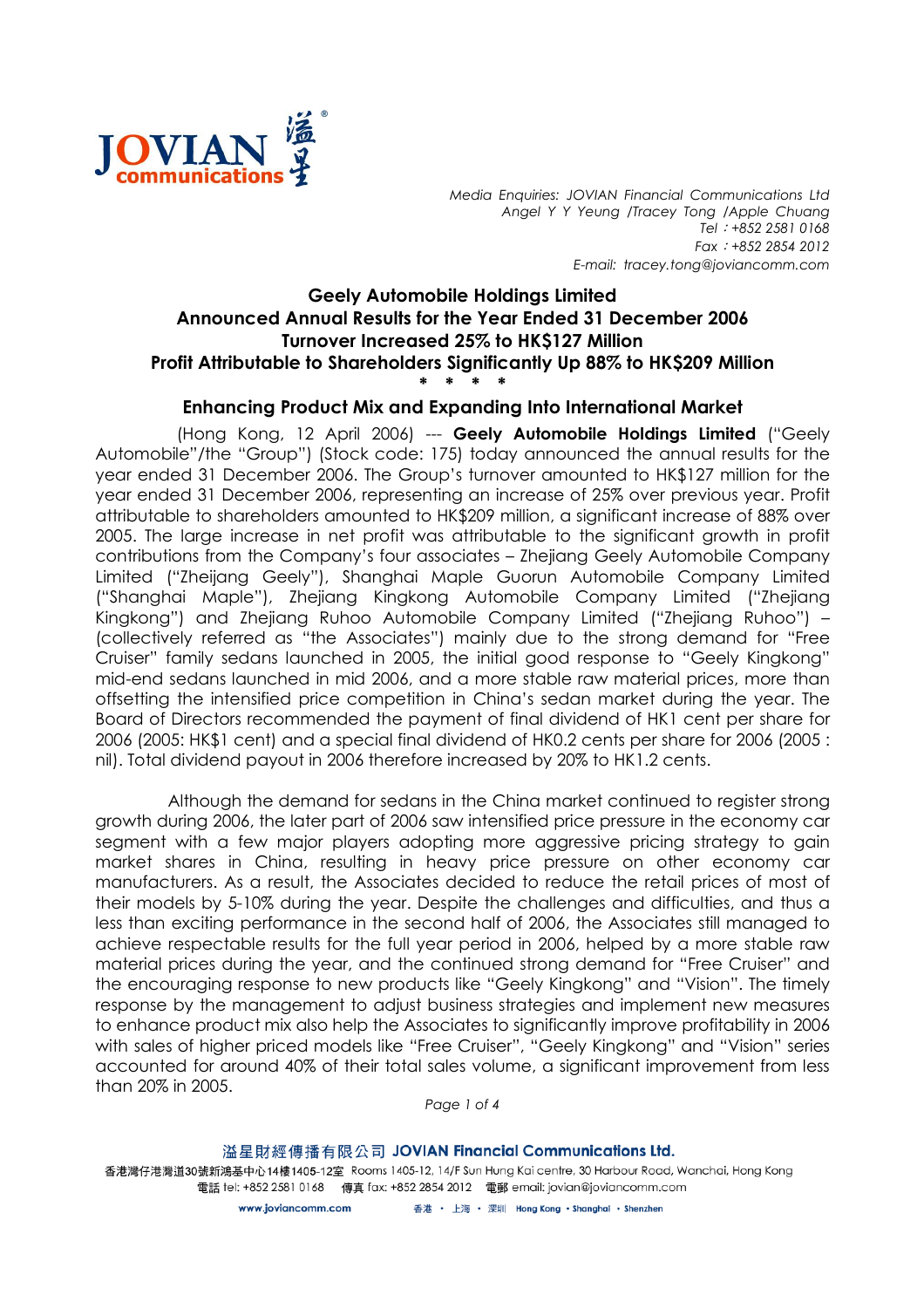JOVIAN communications 溢星

*Media Enquiries: JOVIAN Financial Communications Ltd*
*Angel Y Y Yeung /Tracey Tong /Apple Chuang*
*Tel：+852 2581 0168*
*Fax：+852 2854 2012*
*E-mail: tracey.tong@joviancomm.com*

# Geely Automobile Holdings Limited
# Announced Annual Results for the Year Ended 31 December 2006
# Turnover Increased 25% to HK$127 Million
# Profit Attributable to Shareholders Significantly Up 88% to HK$209 Million

\* \* \* \*

## Enhancing Product Mix and Expanding Into International Market

(Hong Kong, 12 April 2006) --- **Geely Automobile Holdings Limited** ("Geely Automobile"/the "Group") (Stock code: 175) today announced the annual results for the year ended 31 December 2006. The Group's turnover amounted to HK$127 million for the year ended 31 December 2006, representing an increase of 25% over previous year. Profit attributable to shareholders amounted to HK$209 million, a significant increase of 88% over 2005. The large increase in net profit was attributable to the significant growth in profit contributions from the Company's four associates – Zhejiang Geely Automobile Company Limited ("Zheijang Geely"), Shanghai Maple Guorun Automobile Company Limited ("Shanghai Maple"), Zhejiang Kingkong Automobile Company Limited ("Zhejiang Kingkong") and Zhejiang Ruhoo Automobile Company Limited ("Zhejiang Ruhoo") – (collectively referred as "the Associates") mainly due to the strong demand for "Free Cruiser" family sedans launched in 2005, the initial good response to "Geely Kingkong" mid-end sedans launched in mid 2006, and a more stable raw material prices, more than offsetting the intensified price competition in China's sedan market during the year. The Board of Directors recommended the payment of final dividend of HK1 cent per share for 2006 (2005: HK$1 cent) and a special final dividend of HK0.2 cents per share for 2006 (2005 : nil). Total dividend payout in 2006 therefore increased by 20% to HK1.2 cents.

Although the demand for sedans in the China market continued to register strong growth during 2006, the later part of 2006 saw intensified price pressure in the economy car segment with a few major players adopting more aggressive pricing strategy to gain market shares in China, resulting in heavy price pressure on other economy car manufacturers. As a result, the Associates decided to reduce the retail prices of most of their models by 5-10% during the year. Despite the challenges and difficulties, and thus a less than exciting performance in the second half of 2006, the Associates still managed to achieve respectable results for the full year period in 2006, helped by a more stable raw material prices during the year, and the continued strong demand for "Free Cruiser" and the encouraging response to new products like "Geely Kingkong" and "Vision". The timely response by the management to adjust business strategies and implement new measures to enhance product mix also help the Associates to significantly improve profitability in 2006 with sales of higher priced models like "Free Cruiser", "Geely Kingkong" and "Vision" series accounted for around 40% of their total sales volume, a significant improvement from less than 20% in 2005.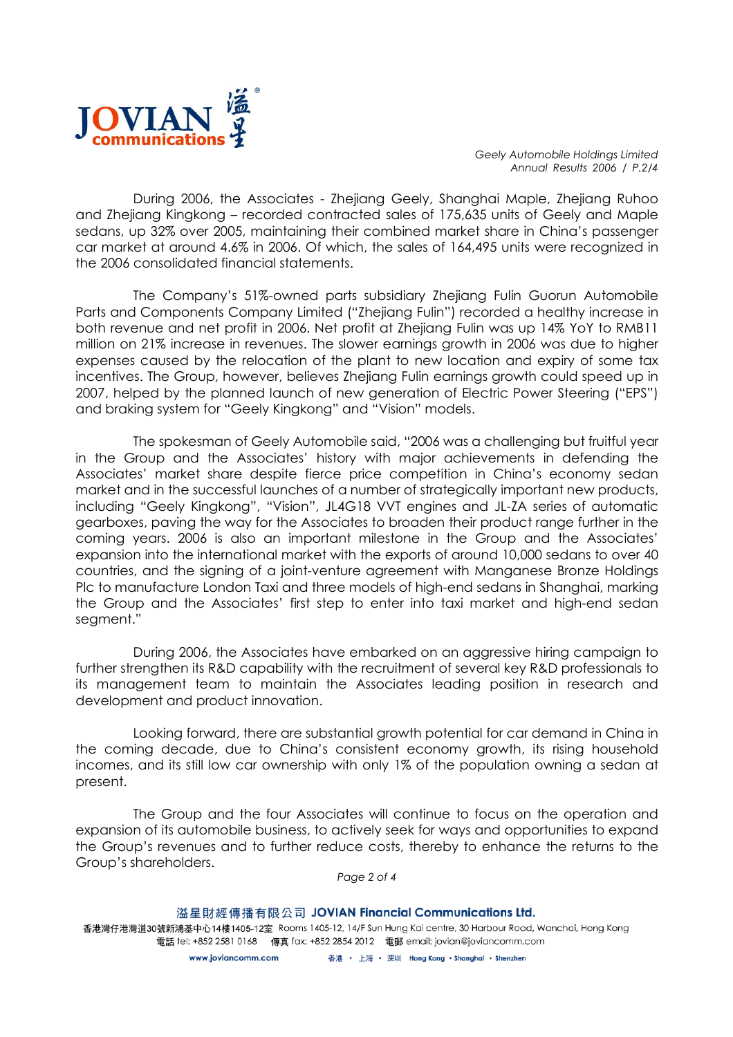During 2006, the Associates - Zhejiang Geely, Shanghai Maple, Zhejiang Ruhoo and Zhejiang Kingkong – recorded contracted sales of 175,635 units of Geely and Maple sedans, up 32% over 2005, maintaining their combined market share in China's passenger car market at around 4.6% in 2006. Of which, the sales of 164,495 units were recognized in the 2006 consolidated financial statements.

The Company's 51%-owned parts subsidiary Zhejiang Fulin Guorun Automobile Parts and Components Company Limited ("Zhejiang Fulin") recorded a healthy increase in both revenue and net profit in 2006. Net profit at Zhejiang Fulin was up 14% YoY to RMB11 million on 21% increase in revenues. The slower earnings growth in 2006 was due to higher expenses caused by the relocation of the plant to new location and expiry of some tax incentives. The Group, however, believes Zhejiang Fulin earnings growth could speed up in 2007, helped by the planned launch of new generation of Electric Power Steering ("EPS") and braking system for "Geely Kingkong" and "Vision" models.

The spokesman of Geely Automobile said, "2006 was a challenging but fruitful year in the Group and the Associates' history with major achievements in defending the Associates' market share despite fierce price competition in China's economy sedan market and in the successful launches of a number of strategically important new products, including "Geely Kingkong", "Vision", JL4G18 VVT engines and JL-ZA series of automatic gearboxes, paving the way for the Associates to broaden their product range further in the coming years. 2006 is also an important milestone in the Group and the Associates' expansion into the international market with the exports of around 10,000 sedans to over 40 countries, and the signing of a joint-venture agreement with Manganese Bronze Holdings Plc to manufacture London Taxi and three models of high-end sedans in Shanghai, marking the Group and the Associates' first step to enter into taxi market and high-end sedan segment."

During 2006, the Associates have embarked on an aggressive hiring campaign to further strengthen its R&D capability with the recruitment of several key R&D professionals to its management team to maintain the Associates leading position in research and development and product innovation.

Looking forward, there are substantial growth potential for car demand in China in the coming decade, due to China's consistent economy growth, its rising household incomes, and its still low car ownership with only 1% of the population owning a sedan at present.

The Group and the four Associates will continue to focus on the operation and expansion of its automobile business, to actively seek for ways and opportunities to expand the Group's revenues and to further reduce costs, thereby to enhance the returns to the Group's shareholders.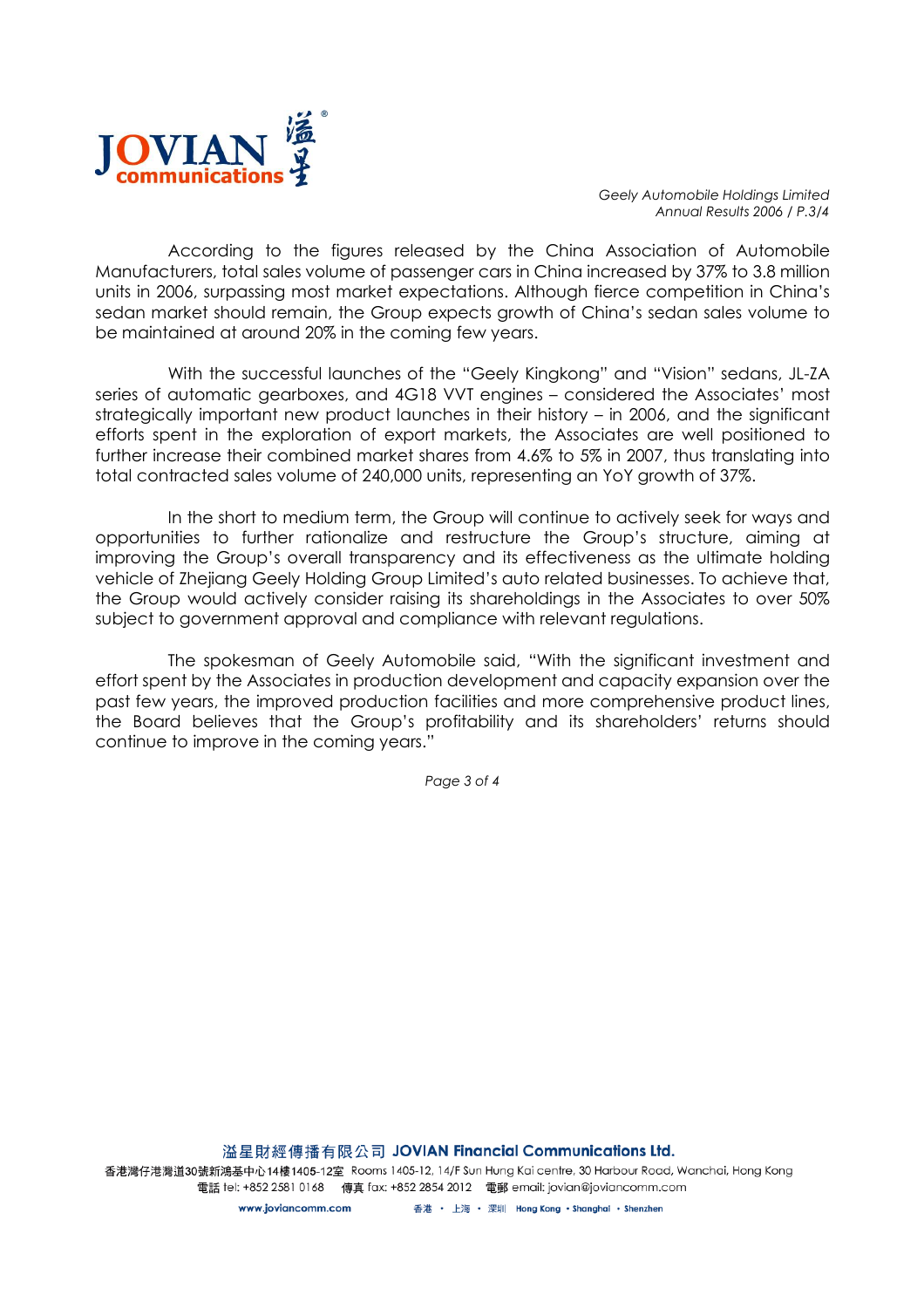According to the figures released by the China Association of Automobile Manufacturers, total sales volume of passenger cars in China increased by 37% to 3.8 million units in 2006, surpassing most market expectations. Although fierce competition in China's sedan market should remain, the Group expects growth of China's sedan sales volume to be maintained at around 20% in the coming few years.

With the successful launches of the "Geely Kingkong" and "Vision" sedans, JL-ZA series of automatic gearboxes, and 4G18 VVT engines – considered the Associates' most strategically important new product launches in their history – in 2006, and the significant efforts spent in the exploration of export markets, the Associates are well positioned to further increase their combined market shares from 4.6% to 5% in 2007, thus translating into total contracted sales volume of 240,000 units, representing an YoY growth of 37%.

In the short to medium term, the Group will continue to actively seek for ways and opportunities to further rationalize and restructure the Group's structure, aiming at improving the Group's overall transparency and its effectiveness as the ultimate holding vehicle of Zhejiang Geely Holding Group Limited's auto related businesses. To achieve that, the Group would actively consider raising its shareholdings in the Associates to over 50% subject to government approval and compliance with relevant regulations.

The spokesman of Geely Automobile said, "With the significant investment and effort spent by the Associates in production development and capacity expansion over the past few years, the improved production facilities and more comprehensive product lines, the Board believes that the Group's profitability and its shareholders' returns should continue to improve in the coming years."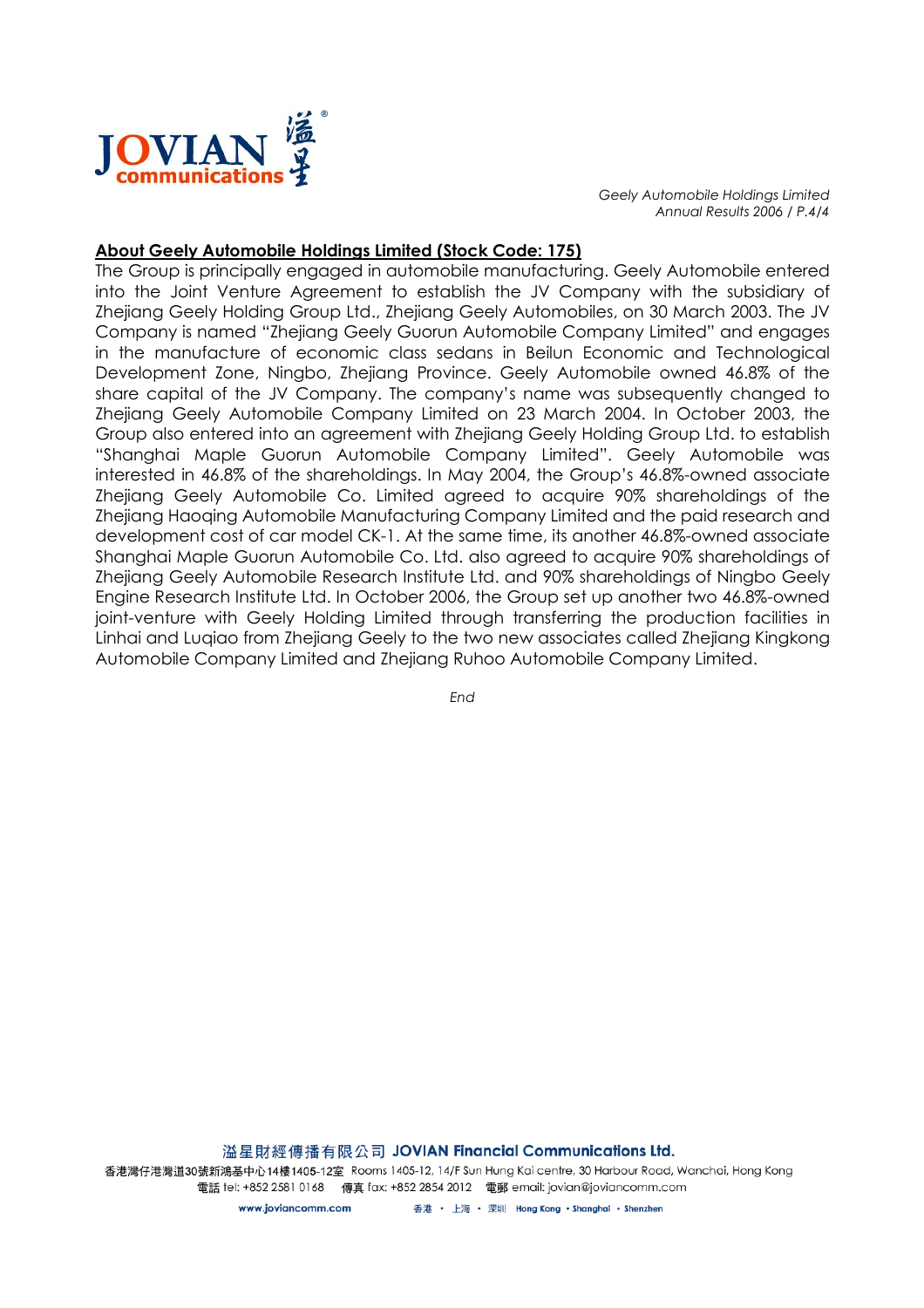## About Geely Automobile Holdings Limited (Stock Code: 175)

The Group is principally engaged in automobile manufacturing. Geely Automobile entered into the Joint Venture Agreement to establish the JV Company with the subsidiary of Zhejiang Geely Holding Group Ltd., Zhejiang Geely Automobiles, on 30 March 2003. The JV Company is named "Zhejiang Geely Guorun Automobile Company Limited" and engages in the manufacture of economic class sedans in Beilun Economic and Technological Development Zone, Ningbo, Zhejiang Province. Geely Automobile owned 46.8% of the share capital of the JV Company. The company's name was subsequently changed to Zhejiang Geely Automobile Company Limited on 23 March 2004. In October 2003, the Group also entered into an agreement with Zhejiang Geely Holding Group Ltd. to establish "Shanghai Maple Guorun Automobile Company Limited". Geely Automobile was interested in 46.8% of the shareholdings. In May 2004, the Group's 46.8%-owned associate Zhejiang Geely Automobile Co. Limited agreed to acquire 90% shareholdings of the Zhejiang Haoqing Automobile Manufacturing Company Limited and the paid research and development cost of car model CK-1. At the same time, its another 46.8%-owned associate Shanghai Maple Guorun Automobile Co. Ltd. also agreed to acquire 90% shareholdings of Zhejiang Geely Automobile Research Institute Ltd. and 90% shareholdings of Ningbo Geely Engine Research Institute Ltd. In October 2006, the Group set up another two 46.8%-owned joint-venture with Geely Holding Limited through transferring the production facilities in Linhai and Luqiao from Zhejiang Geely to the two new associates called Zhejiang Kingkong Automobile Company Limited and Zhejiang Ruhoo Automobile Company Limited.

*End*